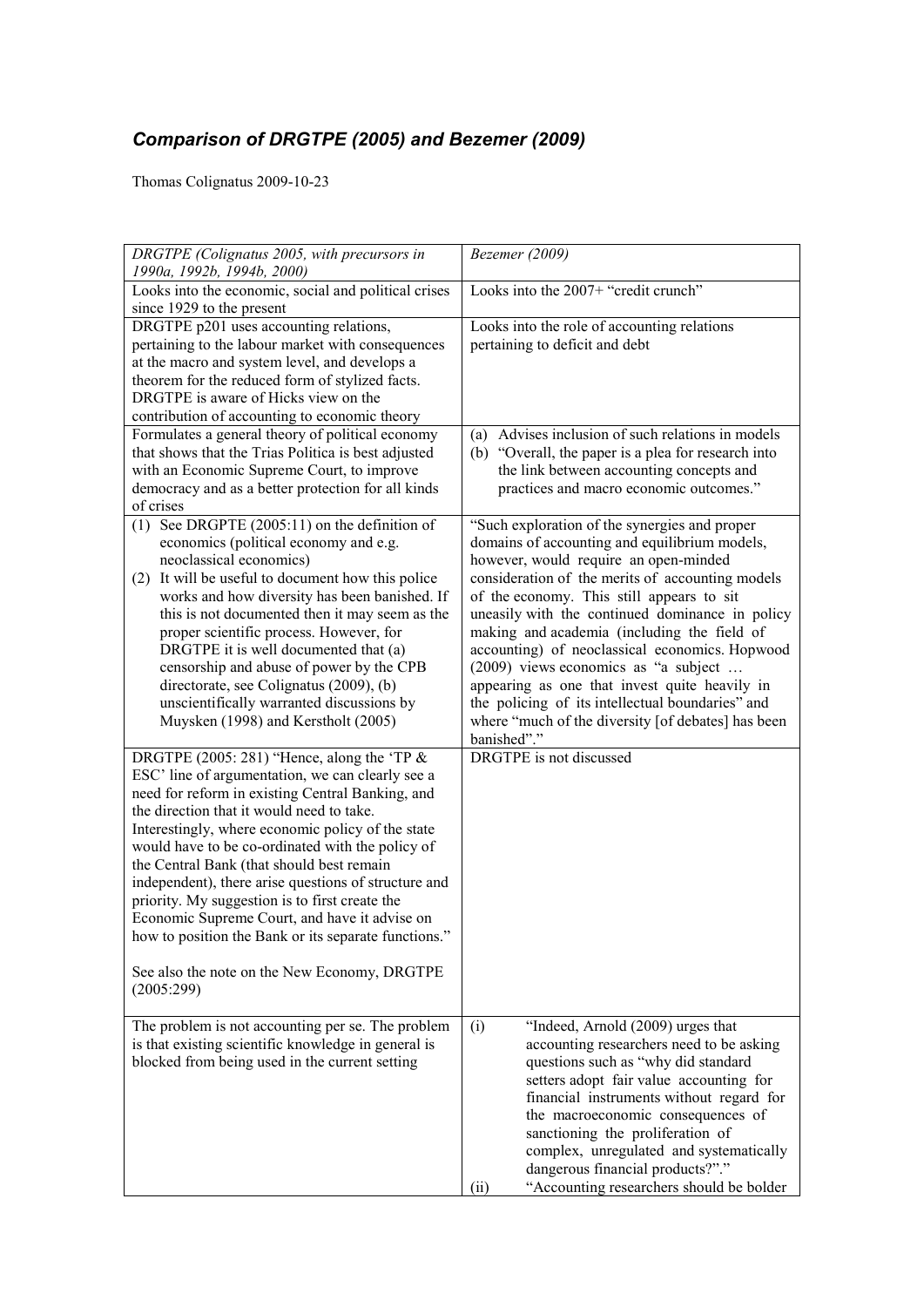## *Comparison of DRGTPE (2005) and Bezemer (2009)*

Thomas Colignatus 2009-10-23

| *DRGTPE (Colignatus 2005, with precursors in 1990a, 1992b, 1994b, 2000)* | *Bezemer (2009)* |
|---|---|
| Looks into the economic, social and political crises since 1929 to the present | Looks into the 2007+ "credit crunch" |
| DRGTPE p201 uses accounting relations, pertaining to the labour market with consequences at the macro and system level, and develops a theorem for the reduced form of stylized facts. DRGTPE is aware of Hicks view on the contribution of accounting to economic theory | Looks into the role of accounting relations pertaining to deficit and debt |
| Formulates a general theory of political economy that shows that the Trias Politica is best adjusted with an Economic Supreme Court, to improve democracy and as a better protection for all kinds of crises | (a) Advises inclusion of such relations in models<br>(b) "Overall, the paper is a plea for research into the link between accounting concepts and practices and macro economic outcomes." |
| (1) See DRGPTE (2005:11) on the definition of economics (political economy and e.g. neoclassical economics)<br>(2) It will be useful to document how this police works and how diversity has been banished. If this is not documented then it may seem as the proper scientific process. However, for DRGTPE it is well documented that (a) censorship and abuse of power by the CPB directorate, see Colignatus (2009), (b) unscientifically warranted discussions by Muysken (1998) and Kerstholt (2005) | "Such exploration of the synergies and proper domains of accounting and equilibrium models, however, would require an open-minded consideration of the merits of accounting models of the economy. This still appears to sit uneasily with the continued dominance in policy making and academia (including the field of accounting) of neoclassical economics. Hopwood (2009) views economics as "a subject … appearing as one that invest quite heavily in the policing of its intellectual boundaries" and where "much of the diversity [of debates] has been banished"." |
| DRGTPE (2005: 281) "Hence, along the 'TP & ESC' line of argumentation, we can clearly see a need for reform in existing Central Banking, and the direction that it would need to take. Interestingly, where economic policy of the state would have to be co-ordinated with the policy of the Central Bank (that should best remain independent), there arise questions of structure and priority. My suggestion is to first create the Economic Supreme Court, and have it advise on how to position the Bank or its separate functions."<br><br>See also the note on the New Economy, DRGTPE (2005:299) | DRGTPE is not discussed |
| The problem is not accounting per se. The problem is that existing scientific knowledge in general is blocked from being used in the current setting | (i) "Indeed, Arnold (2009) urges that accounting researchers need to be asking questions such as "why did standard setters adopt fair value accounting for financial instruments without regard for the macroeconomic consequences of sanctioning the proliferation of complex, unregulated and systematically dangerous financial products?"."<br>(ii) "Accounting researchers should be bolder |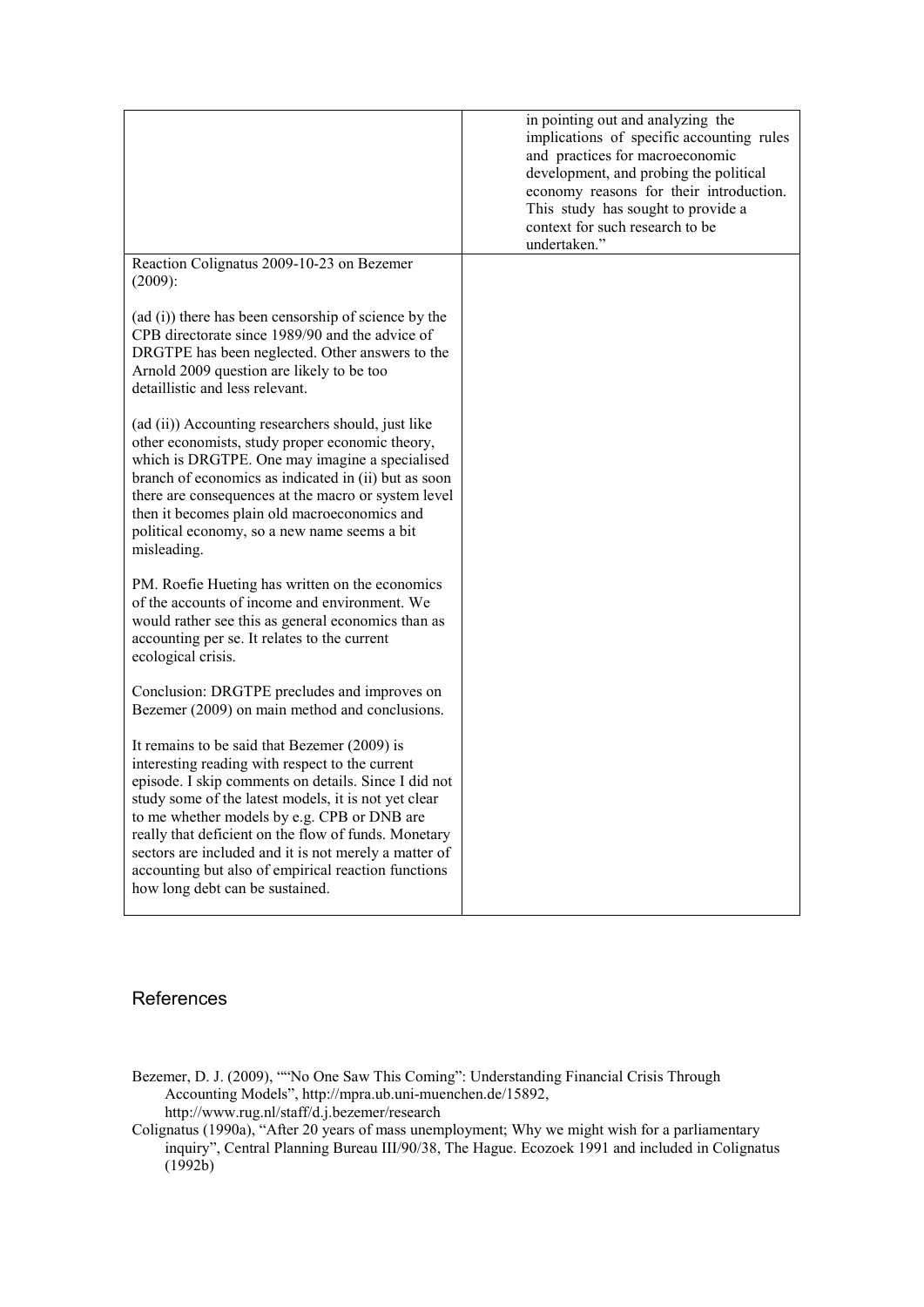| | |
|---|---|
| | in pointing out and analyzing the implications of specific accounting rules and practices for macroeconomic development, and probing the political economy reasons for their introduction. This study has sought to provide a context for such research to be undertaken." |
| Reaction Colignatus 2009-10-23 on Bezemer (2009):<br><br>(ad (i)) there has been censorship of science by the CPB directorate since 1989/90 and the advice of DRGTPE has been neglected. Other answers to the Arnold 2009 question are likely to be too detaillistic and less relevant.<br><br>(ad (ii)) Accounting researchers should, just like other economists, study proper economic theory, which is DRGTPE. One may imagine a specialised branch of economics as indicated in (ii) but as soon there are consequences at the macro or system level then it becomes plain old macroeconomics and political economy, so a new name seems a bit misleading.<br><br>PM. Roefie Hueting has written on the economics of the accounts of income and environment. We would rather see this as general economics than as accounting per se. It relates to the current ecological crisis.<br><br>Conclusion: DRGTPE precludes and improves on Bezemer (2009) on main method and conclusions.<br><br>It remains to be said that Bezemer (2009) is interesting reading with respect to the current episode. I skip comments on details. Since I did not study some of the latest models, it is not yet clear to me whether models by e.g. CPB or DNB are really that deficient on the flow of funds. Monetary sectors are included and it is not merely a matter of accounting but also of empirical reaction functions how long debt can be sustained. | |

## References

Bezemer, D. J. (2009), ""No One Saw This Coming": Understanding Financial Crisis Through Accounting Models", http://mpra.ub.uni-muenchen.de/15892, http://www.rug.nl/staff/d.j.bezemer/research

Colignatus (1990a), "After 20 years of mass unemployment; Why we might wish for a parliamentary inquiry", Central Planning Bureau III/90/38, The Hague. Ecozoek 1991 and included in Colignatus (1992b)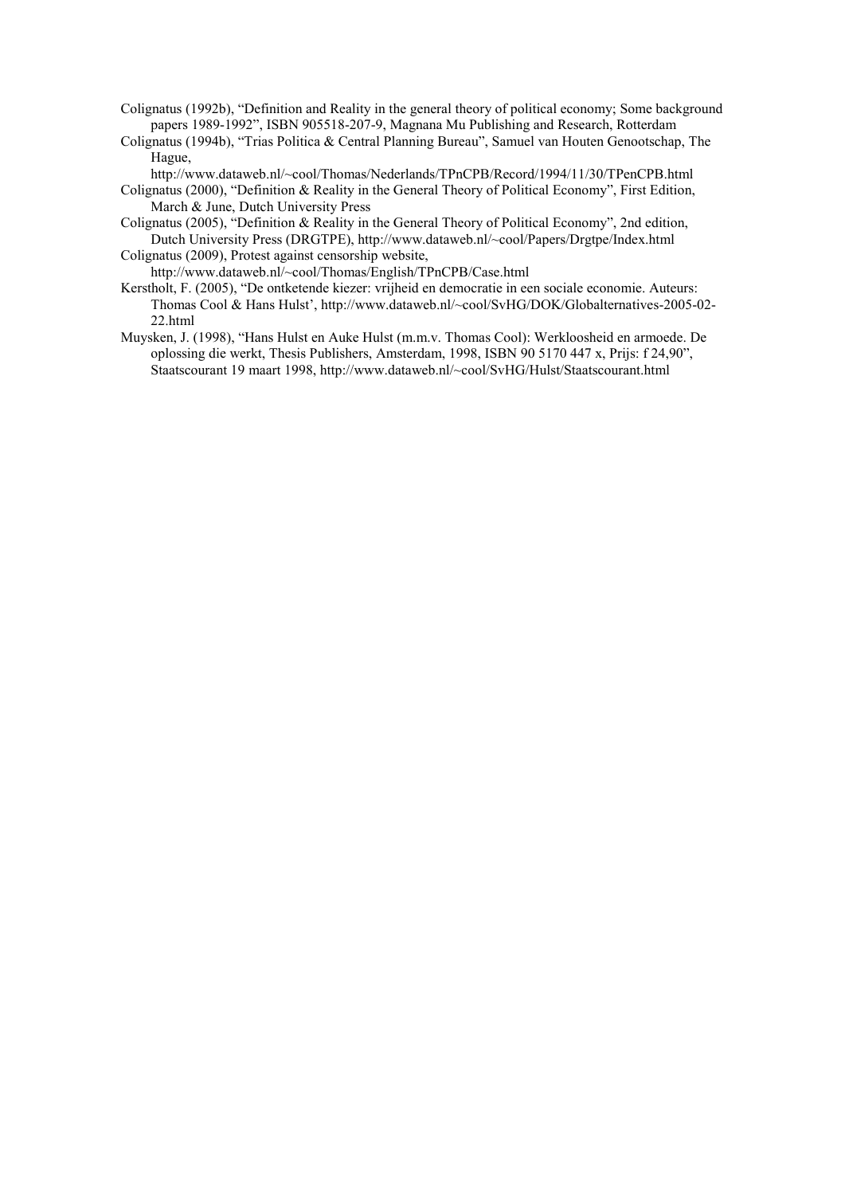Colignatus (1992b), "Definition and Reality in the general theory of political economy; Some background papers 1989-1992", ISBN 905518-207-9, Magnana Mu Publishing and Research, Rotterdam

Colignatus (1994b), "Trias Politica & Central Planning Bureau", Samuel van Houten Genootschap, The Hague, http://www.dataweb.nl/~cool/Thomas/Nederlands/TPnCPB/Record/1994/11/30/TPenCPB.html

Colignatus (2000), "Definition & Reality in the General Theory of Political Economy", First Edition, March & June, Dutch University Press

Colignatus (2005), "Definition & Reality in the General Theory of Political Economy", 2nd edition, Dutch University Press (DRGTPE), http://www.dataweb.nl/~cool/Papers/Drgtpe/Index.html

Colignatus (2009), Protest against censorship website, http://www.dataweb.nl/~cool/Thomas/English/TPnCPB/Case.html

Kerstholt, F. (2005), "De ontketende kiezer: vrijheid en democratie in een sociale economie. Auteurs: Thomas Cool & Hans Hulst', http://www.dataweb.nl/~cool/SvHG/DOK/Globalternatives-2005-02-22.html

Muysken, J. (1998), "Hans Hulst en Auke Hulst (m.m.v. Thomas Cool): Werkloosheid en armoede. De oplossing die werkt, Thesis Publishers, Amsterdam, 1998, ISBN 90 5170 447 x, Prijs: f 24,90", Staatscourant 19 maart 1998, http://www.dataweb.nl/~cool/SvHG/Hulst/Staatscourant.html